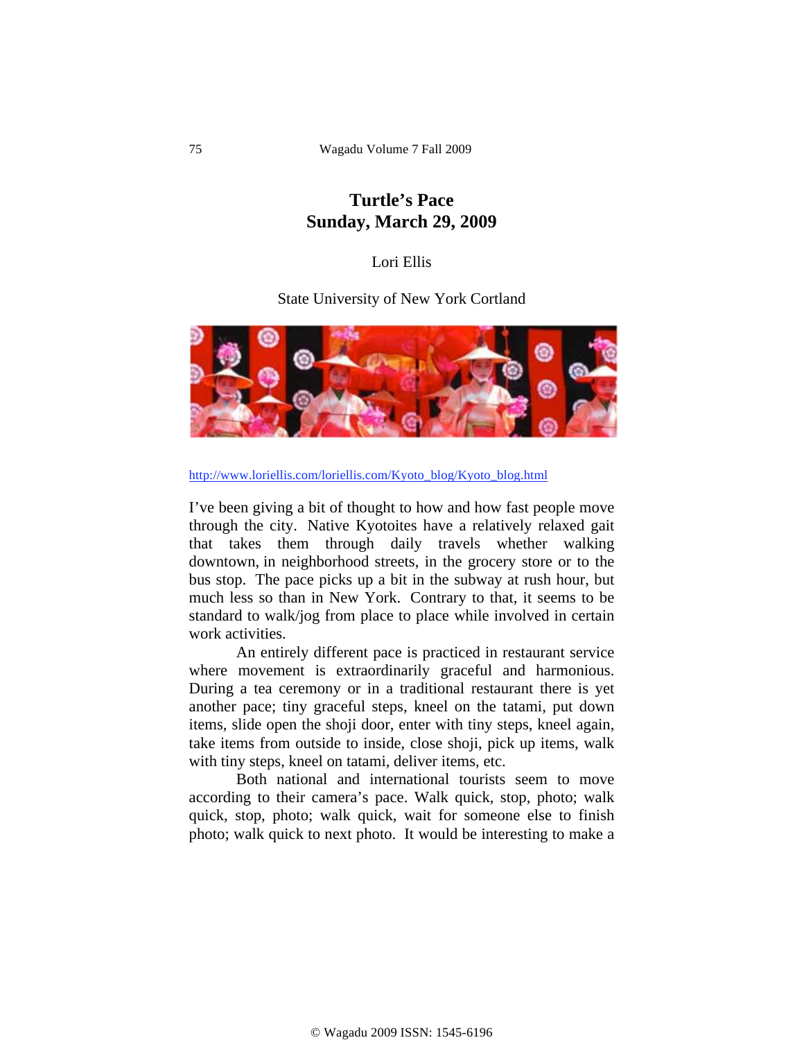# Turtle's Pace
## Sunday, March 29, 2009

Lori Ellis

State University of New York Cortland

http://www.loriellis.com/loriellis.com/Kyoto_blog/Kyoto_blog.html

I've been giving a bit of thought to how and how fast people move through the city. Native Kyotoites have a relatively relaxed gait that takes them through daily travels whether walking downtown, in neighborhood streets, in the grocery store or to the bus stop. The pace picks up a bit in the subway at rush hour, but much less so than in New York. Contrary to that, it seems to be standard to walk/jog from place to place while involved in certain work activities.

An entirely different pace is practiced in restaurant service where movement is extraordinarily graceful and harmonious. During a tea ceremony or in a traditional restaurant there is yet another pace; tiny graceful steps, kneel on the tatami, put down items, slide open the shoji door, enter with tiny steps, kneel again, take items from outside to inside, close shoji, pick up items, walk with tiny steps, kneel on tatami, deliver items, etc.

Both national and international tourists seem to move according to their camera's pace. Walk quick, stop, photo; walk quick, stop, photo; walk quick, wait for someone else to finish photo; walk quick to next photo. It would be interesting to make a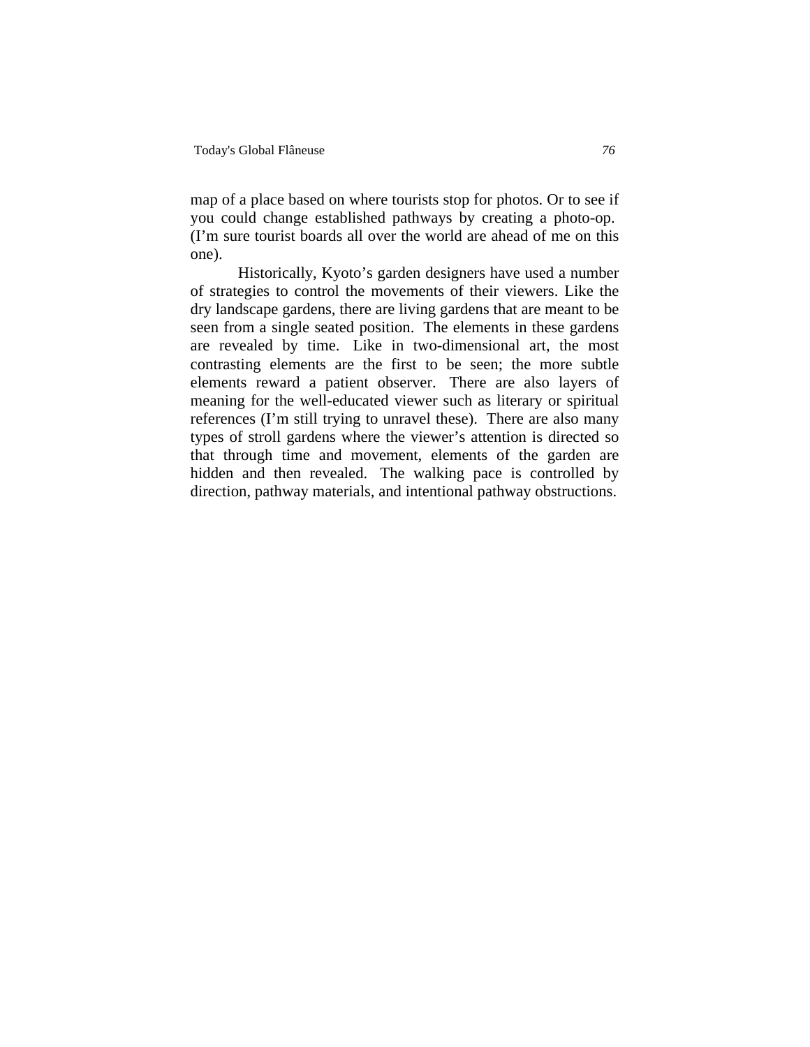map of a place based on where tourists stop for photos. Or to see if you could change established pathways by creating a photo-op. (I'm sure tourist boards all over the world are ahead of me on this one).

Historically, Kyoto's garden designers have used a number of strategies to control the movements of their viewers. Like the dry landscape gardens, there are living gardens that are meant to be seen from a single seated position. The elements in these gardens are revealed by time. Like in two-dimensional art, the most contrasting elements are the first to be seen; the more subtle elements reward a patient observer. There are also layers of meaning for the well-educated viewer such as literary or spiritual references (I'm still trying to unravel these). There are also many types of stroll gardens where the viewer's attention is directed so that through time and movement, elements of the garden are hidden and then revealed. The walking pace is controlled by direction, pathway materials, and intentional pathway obstructions.